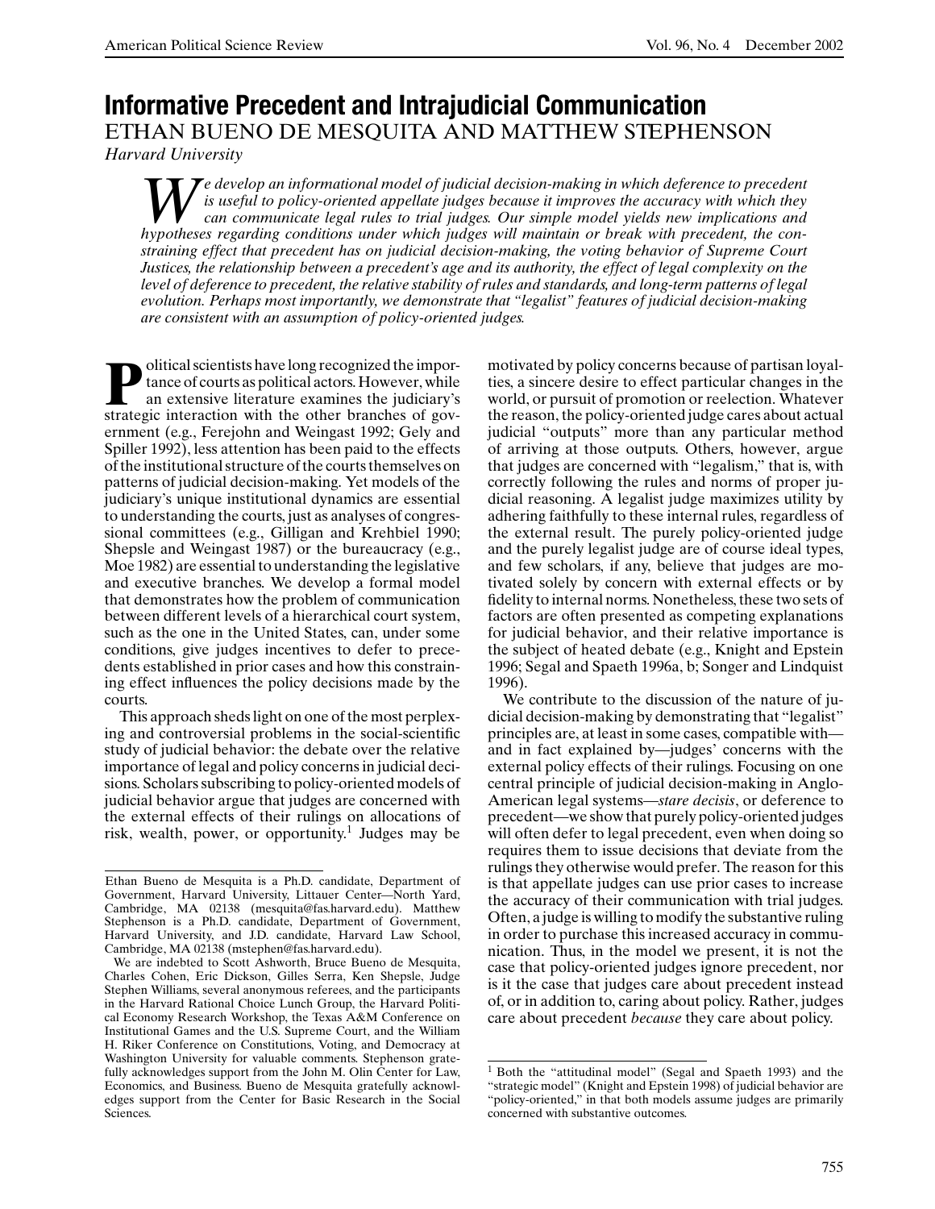# Informative Precedent and Intrajudicial Communication

ETHAN BUENO DE MESQUITA AND MATTHEW STEPHENSON

*Harvard University*

*We develop an informational model of judicial decision-making in which deference to precedent is useful to policy-oriented appellate judges because it improves the accuracy with which they can communicate legal rules to trial judges. Our simple model yields new implications and hypotheses regarding conditions under which judges will maintain or break with precedent, the constraining effect that precedent has on judicial decision-making, the voting behavior of Supreme Court Justices, the relationship between a precedent's age and its authority, the effect of legal complexity on the level of deference to precedent, the relative stability of rules and standards, and long-term patterns of legal evolution. Perhaps most importantly, we demonstrate that "legalist" features of judicial decision-making are consistent with an assumption of policy-oriented judges.*

Political scientists have long recognized the importance of courts as political actors. However, while an extensive literature examines the judiciary's strategic interaction with the other branches of government (e.g., Ferejohn and Weingast 1992; Gely and Spiller 1992), less attention has been paid to the effects of the institutional structure of the courts themselves on patterns of judicial decision-making. Yet models of the judiciary's unique institutional dynamics are essential to understanding the courts, just as analyses of congressional committees (e.g., Gilligan and Krehbiel 1990; Shepsle and Weingast 1987) or the bureaucracy (e.g., Moe 1982) are essential to understanding the legislative and executive branches. We develop a formal model that demonstrates how the problem of communication between different levels of a hierarchical court system, such as the one in the United States, can, under some conditions, give judges incentives to defer to precedents established in prior cases and how this constraining effect influences the policy decisions made by the courts.

This approach sheds light on one of the most perplexing and controversial problems in the social-scientific study of judicial behavior: the debate over the relative importance of legal and policy concerns in judicial decisions. Scholars subscribing to policy-oriented models of judicial behavior argue that judges are concerned with the external effects of their rulings on allocations of risk, wealth, power, or opportunity.[1] Judges may be motivated by policy concerns because of partisan loyalties, a sincere desire to effect particular changes in the world, or pursuit of promotion or reelection. Whatever the reason, the policy-oriented judge cares about actual judicial "outputs" more than any particular method of arriving at those outputs. Others, however, argue that judges are concerned with "legalism," that is, with correctly following the rules and norms of proper judicial reasoning. A legalist judge maximizes utility by adhering faithfully to these internal rules, regardless of the external result. The purely policy-oriented judge and the purely legalist judge are of course ideal types, and few scholars, if any, believe that judges are motivated solely by concern with external effects or by fidelity to internal norms. Nonetheless, these two sets of factors are often presented as competing explanations for judicial behavior, and their relative importance is the subject of heated debate (e.g., Knight and Epstein 1996; Segal and Spaeth 1996a, b; Songer and Lindquist 1996).

We contribute to the discussion of the nature of judicial decision-making by demonstrating that "legalist" principles are, at least in some cases, compatible with—and in fact explained by—judges' concerns with the external policy effects of their rulings. Focusing on one central principle of judicial decision-making in Anglo-American legal systems—*stare decisis*, or deference to precedent—we show that purely policy-oriented judges will often defer to legal precedent, even when doing so requires them to issue decisions that deviate from the rulings they otherwise would prefer. The reason for this is that appellate judges can use prior cases to increase the accuracy of their communication with trial judges. Often, a judge is willing to modify the substantive ruling in order to purchase this increased accuracy in communication. Thus, in the model we present, it is not the case that policy-oriented judges ignore precedent, nor is it the case that judges care about precedent instead of, or in addition to, caring about policy. Rather, judges care about precedent *because* they care about policy.

---

Ethan Bueno de Mesquita is a Ph.D. candidate, Department of Government, Harvard University, Littauer Center—North Yard, Cambridge, MA 02138 (mesquita@fas.harvard.edu). Matthew Stephenson is a Ph.D. candidate, Department of Government, Harvard University, and J.D. candidate, Harvard Law School, Cambridge, MA 02138 (mstephen@fas.harvard.edu).

We are indebted to Scott Ashworth, Bruce Bueno de Mesquita, Charles Cohen, Eric Dickson, Gilles Serra, Ken Shepsle, Judge Stephen Williams, several anonymous referees, and the participants in the Harvard Rational Choice Lunch Group, the Harvard Political Economy Research Workshop, the Texas A&M Conference on Institutional Games and the U.S. Supreme Court, and the William H. Riker Conference on Constitutions, Voting, and Democracy at Washington University for valuable comments. Stephenson gratefully acknowledges support from the John M. Olin Center for Law, Economics, and Business. Bueno de Mesquita gratefully acknowledges support from the Center for Basic Research in the Social Sciences.

[1] Both the "attitudinal model" (Segal and Spaeth 1993) and the "strategic model" (Knight and Epstein 1998) of judicial behavior are "policy-oriented," in that both models assume judges are primarily concerned with substantive outcomes.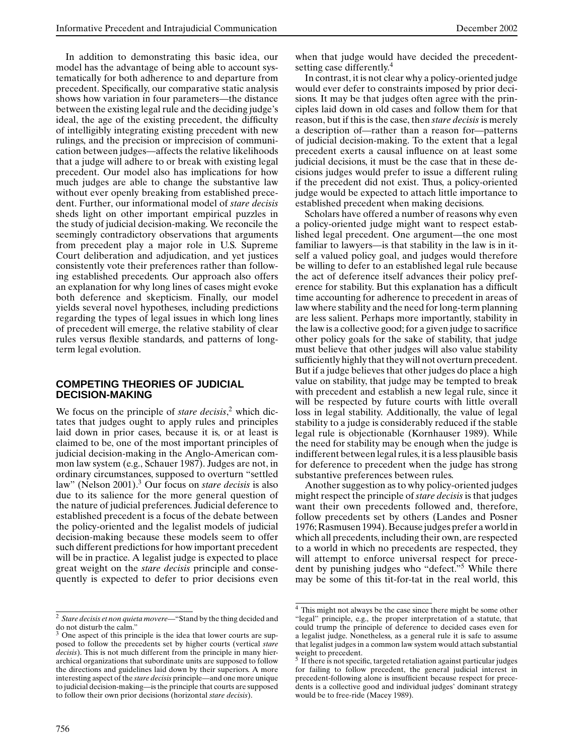In addition to demonstrating this basic idea, our model has the advantage of being able to account systematically for both adherence to and departure from precedent. Specifically, our comparative static analysis shows how variation in four parameters—the distance between the existing legal rule and the deciding judge's ideal, the age of the existing precedent, the difficulty of intelligibly integrating existing precedent with new rulings, and the precision or imprecision of communication between judges—affects the relative likelihoods that a judge will adhere to or break with existing legal precedent. Our model also has implications for how much judges are able to change the substantive law without ever openly breaking from established precedent. Further, our informational model of *stare decisis* sheds light on other important empirical puzzles in the study of judicial decision-making. We reconcile the seemingly contradictory observations that arguments from precedent play a major role in U.S. Supreme Court deliberation and adjudication, and yet justices consistently vote their preferences rather than following established precedents. Our approach also offers an explanation for why long lines of cases might evoke both deference and skepticism. Finally, our model yields several novel hypotheses, including predictions regarding the types of legal issues in which long lines of precedent will emerge, the relative stability of clear rules versus flexible standards, and patterns of long-term legal evolution.

## COMPETING THEORIES OF JUDICIAL DECISION-MAKING

We focus on the principle of *stare decisis*,[2] which dictates that judges ought to apply rules and principles laid down in prior cases, because it is, or at least is claimed to be, one of the most important principles of judicial decision-making in the Anglo-American common law system (e.g., Schauer 1987). Judges are not, in ordinary circumstances, supposed to overturn "settled law" (Nelson 2001).[3] Our focus on *stare decisis* is also due to its salience for the more general question of the nature of judicial preferences. Judicial deference to established precedent is a focus of the debate between the policy-oriented and the legalist models of judicial decision-making because these models seem to offer such different predictions for how important precedent will be in practice. A legalist judge is expected to place great weight on the *stare decisis* principle and consequently is expected to defer to prior decisions even when that judge would have decided the precedent-setting case differently.[4]

In contrast, it is not clear why a policy-oriented judge would ever defer to constraints imposed by prior decisions. It may be that judges often agree with the principles laid down in old cases and follow them for that reason, but if this is the case, then *stare decisis* is merely a description of—rather than a reason for—patterns of judicial decision-making. To the extent that a legal precedent exerts a causal influence on at least some judicial decisions, it must be the case that in these decisions judges would prefer to issue a different ruling if the precedent did not exist. Thus, a policy-oriented judge would be expected to attach little importance to established precedent when making decisions.

Scholars have offered a number of reasons why even a policy-oriented judge might want to respect established legal precedent. One argument—the one most familiar to lawyers—is that stability in the law is in itself a valued policy goal, and judges would therefore be willing to defer to an established legal rule because the act of deference itself advances their policy preference for stability. But this explanation has a difficult time accounting for adherence to precedent in areas of law where stability and the need for long-term planning are less salient. Perhaps more importantly, stability in the law is a collective good; for a given judge to sacrifice other policy goals for the sake of stability, that judge must believe that other judges will also value stability sufficiently highly that they will not overturn precedent. But if a judge believes that other judges do place a high value on stability, that judge may be tempted to break with precedent and establish a new legal rule, since it will be respected by future courts with little overall loss in legal stability. Additionally, the value of legal stability to a judge is considerably reduced if the stable legal rule is objectionable (Kornhauser 1989). While the need for stability may be enough when the judge is indifferent between legal rules, it is a less plausible basis for deference to precedent when the judge has strong substantive preferences between rules.

Another suggestion as to why policy-oriented judges might respect the principle of *stare decisis* is that judges want their own precedents followed and, therefore, follow precedents set by others (Landes and Posner 1976; Rasmusen 1994). Because judges prefer a world in which all precedents, including their own, are respected to a world in which no precedents are respected, they will attempt to enforce universal respect for precedent by punishing judges who "defect."[5] While there may be some of this tit-for-tat in the real world, this

[2] *Stare decisis et non quieta movere*—"Stand by the thing decided and do not disturb the calm."

[3] One aspect of this principle is the idea that lower courts are supposed to follow the precedents set by higher courts (vertical *stare decisis*). This is not much different from the principle in many hierarchical organizations that subordinate units are supposed to follow the directions and guidelines laid down by their superiors. A more interesting aspect of the *stare decisis* principle—and one more unique to judicial decision-making—is the principle that courts are supposed to follow their own prior decisions (horizontal *stare decisis*).

[4] This might not always be the case since there might be some other "legal" principle, e.g., the proper interpretation of a statute, that could trump the principle of deference to decided cases even for a legalist judge. Nonetheless, as a general rule it is safe to assume that legalist judges in a common law system would attach substantial weight to precedent.

[5] If there is not specific, targeted retaliation against particular judges for failing to follow precedent, the general judicial interest in precedent-following alone is insufficient because respect for precedents is a collective good and individual judges' dominant strategy would be to free-ride (Macey 1989).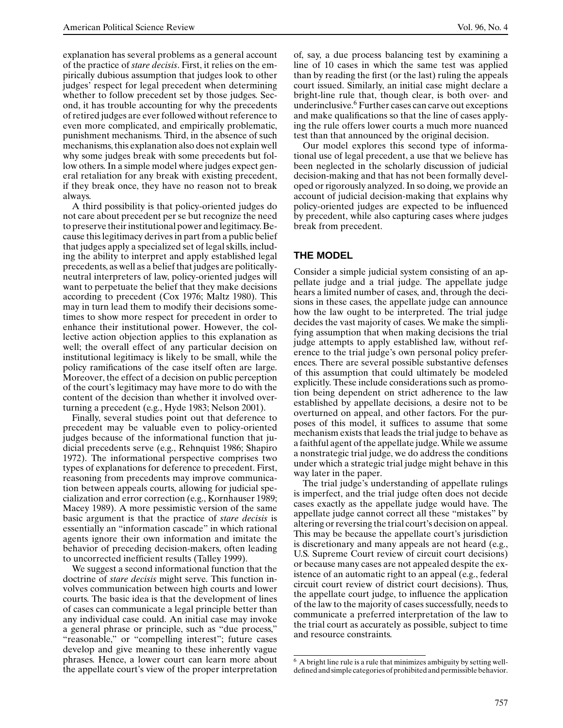explanation has several problems as a general account of the practice of *stare decisis*. First, it relies on the empirically dubious assumption that judges look to other judges' respect for legal precedent when determining whether to follow precedent set by those judges. Second, it has trouble accounting for why the precedents of retired judges are ever followed without reference to even more complicated, and empirically problematic, punishment mechanisms. Third, in the absence of such mechanisms, this explanation also does not explain well why some judges break with some precedents but follow others. In a simple model where judges expect general retaliation for any break with existing precedent, if they break once, they have no reason not to break always.

A third possibility is that policy-oriented judges do not care about precedent per se but recognize the need to preserve their institutional power and legitimacy. Because this legitimacy derives in part from a public belief that judges apply a specialized set of legal skills, including the ability to interpret and apply established legal precedents, as well as a belief that judges are politically-neutral interpreters of law, policy-oriented judges will want to perpetuate the belief that they make decisions according to precedent (Cox 1976; Maltz 1980). This may in turn lead them to modify their decisions sometimes to show more respect for precedent in order to enhance their institutional power. However, the collective action objection applies to this explanation as well; the overall effect of any particular decision on institutional legitimacy is likely to be small, while the policy ramifications of the case itself often are large. Moreover, the effect of a decision on public perception of the court's legitimacy may have more to do with the content of the decision than whether it involved overturning a precedent (e.g., Hyde 1983; Nelson 2001).

Finally, several studies point out that deference to precedent may be valuable even to policy-oriented judges because of the informational function that judicial precedents serve (e.g., Rehnquist 1986; Shapiro 1972). The informational perspective comprises two types of explanations for deference to precedent. First, reasoning from precedents may improve communication between appeals courts, allowing for judicial specialization and error correction (e.g., Kornhauser 1989; Macey 1989). A more pessimistic version of the same basic argument is that the practice of *stare decisis* is essentially an "information cascade" in which rational agents ignore their own information and imitate the behavior of preceding decision-makers, often leading to uncorrected inefficient results (Talley 1999).

We suggest a second informational function that the doctrine of *stare decisis* might serve. This function involves communication between high courts and lower courts. The basic idea is that the development of lines of cases can communicate a legal principle better than any individual case could. An initial case may invoke a general phrase or principle, such as "due process," "reasonable," or "compelling interest"; future cases develop and give meaning to these inherently vague phrases. Hence, a lower court can learn more about the appellate court's view of the proper interpretation of, say, a due process balancing test by examining a line of 10 cases in which the same test was applied than by reading the first (or the last) ruling the appeals court issued. Similarly, an initial case might declare a bright-line rule that, though clear, is both over- and underinclusive.[6] Further cases can carve out exceptions and make qualifications so that the line of cases applying the rule offers lower courts a much more nuanced test than that announced by the original decision.

Our model explores this second type of informational use of legal precedent, a use that we believe has been neglected in the scholarly discussion of judicial decision-making and that has not been formally developed or rigorously analyzed. In so doing, we provide an account of judicial decision-making that explains why policy-oriented judges are expected to be influenced by precedent, while also capturing cases where judges break from precedent.

## THE MODEL

Consider a simple judicial system consisting of an appellate judge and a trial judge. The appellate judge hears a limited number of cases, and, through the decisions in these cases, the appellate judge can announce how the law ought to be interpreted. The trial judge decides the vast majority of cases. We make the simplifying assumption that when making decisions the trial judge attempts to apply established law, without reference to the trial judge's own personal policy preferences. There are several possible substantive defenses of this assumption that could ultimately be modeled explicitly. These include considerations such as promotion being dependent on strict adherence to the law established by appellate decisions, a desire not to be overturned on appeal, and other factors. For the purposes of this model, it suffices to assume that some mechanism exists that leads the trial judge to behave as a faithful agent of the appellate judge. While we assume a nonstrategic trial judge, we do address the conditions under which a strategic trial judge might behave in this way later in the paper.

The trial judge's understanding of appellate rulings is imperfect, and the trial judge often does not decide cases exactly as the appellate judge would have. The appellate judge cannot correct all these "mistakes" by altering or reversing the trial court's decision on appeal. This may be because the appellate court's jurisdiction is discretionary and many appeals are not heard (e.g., U.S. Supreme Court review of circuit court decisions) or because many cases are not appealed despite the existence of an automatic right to an appeal (e.g., federal circuit court review of district court decisions). Thus, the appellate court judge, to influence the application of the law to the majority of cases successfully, needs to communicate a preferred interpretation of the law to the trial court as accurately as possible, subject to time and resource constraints.

[6] A bright line rule is a rule that minimizes ambiguity by setting well-defined and simple categories of prohibited and permissible behavior.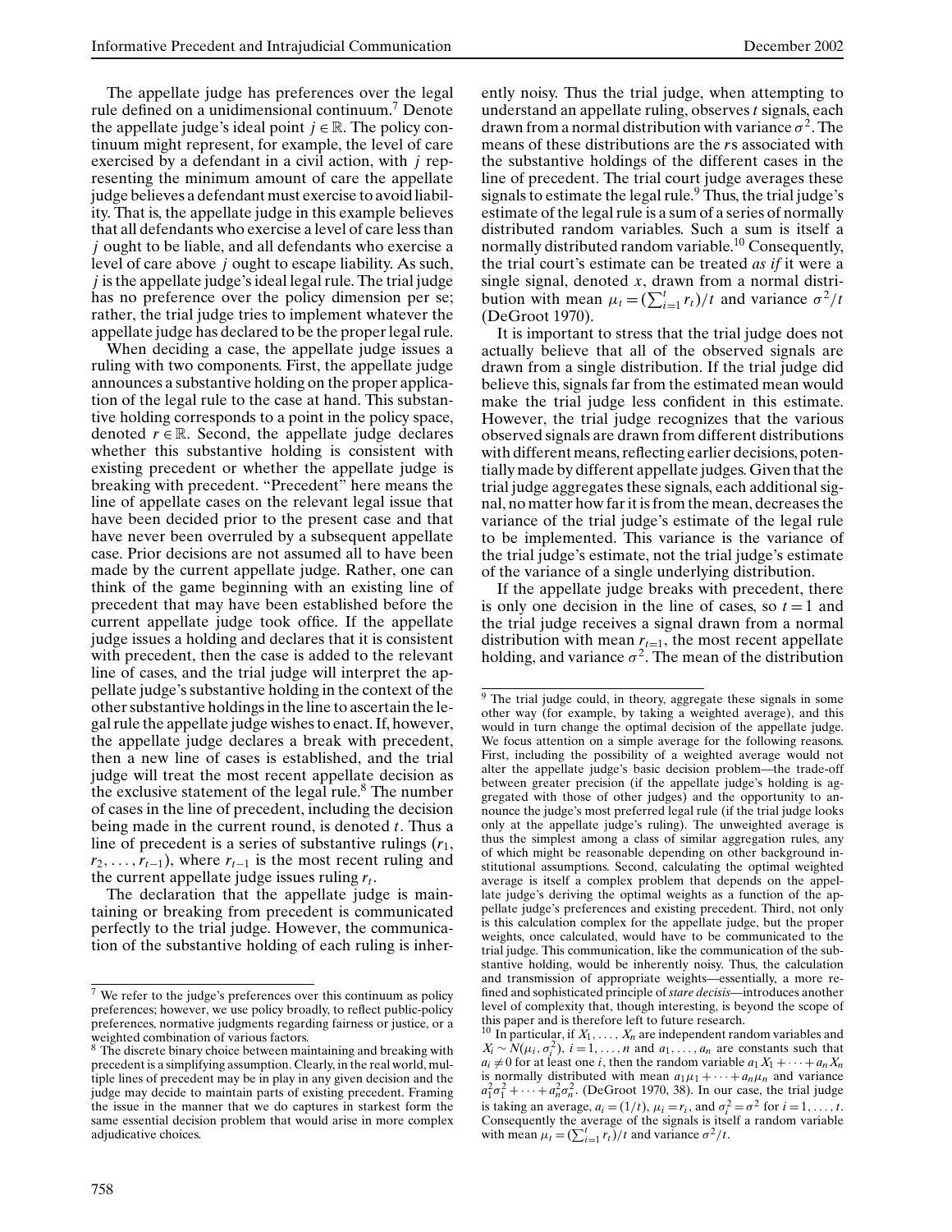The appellate judge has preferences over the legal rule defined on a unidimensional continuum.[7] Denote the appellate judge's ideal point $j \in \mathbb{R}$. The policy continuum might represent, for example, the level of care exercised by a defendant in a civil action, with $j$ representing the minimum amount of care the appellate judge believes a defendant must exercise to avoid liability. That is, the appellate judge in this example believes that all defendants who exercise a level of care less than $j$ ought to be liable, and all defendants who exercise a level of care above $j$ ought to escape liability. As such, $j$ is the appellate judge's ideal legal rule. The trial judge has no preference over the policy dimension per se; rather, the trial judge tries to implement whatever the appellate judge has declared to be the proper legal rule.

When deciding a case, the appellate judge issues a ruling with two components. First, the appellate judge announces a substantive holding on the proper application of the legal rule to the case at hand. This substantive holding corresponds to a point in the policy space, denoted $r \in \mathbb{R}$. Second, the appellate judge declares whether this substantive holding is consistent with existing precedent or whether the appellate judge is breaking with precedent. "Precedent" here means the line of appellate cases on the relevant legal issue that have been decided prior to the present case and that have never been overruled by a subsequent appellate case. Prior decisions are not assumed all to have been made by the current appellate judge. Rather, one can think of the game beginning with an existing line of precedent that may have been established before the current appellate judge took office. If the appellate judge issues a holding and declares that it is consistent with precedent, then the case is added to the relevant line of cases, and the trial judge will interpret the appellate judge's substantive holding in the context of the other substantive holdings in the line to ascertain the legal rule the appellate judge wishes to enact. If, however, the appellate judge declares a break with precedent, then a new line of cases is established, and the trial judge will treat the most recent appellate decision as the exclusive statement of the legal rule.[8] The number of cases in the line of precedent, including the decision being made in the current round, is denoted $t$. Thus a line of precedent is a series of substantive rulings ($r_1$, $r_2, \ldots, r_{t-1}$), where $r_{t-1}$ is the most recent ruling and the current appellate judge issues ruling $r_t$.

The declaration that the appellate judge is maintaining or breaking from precedent is communicated perfectly to the trial judge. However, the communication of the substantive holding of each ruling is inherently noisy. Thus the trial judge, when attempting to understand an appellate ruling, observes $t$ signals, each drawn from a normal distribution with variance $\sigma^2$. The means of these distributions are the $r$s associated with the substantive holdings of the different cases in the line of precedent. The trial court judge averages these signals to estimate the legal rule.[9] Thus, the trial judge's estimate of the legal rule is a sum of a series of normally distributed random variables. Such a sum is itself a normally distributed random variable.[10] Consequently, the trial court's estimate can be treated *as if* it were a single signal, denoted $x$, drawn from a normal distribution with mean $\mu_t = (\sum_{i=1}^{t} r_t)/t$ and variance $\sigma^2/t$ (DeGroot 1970).

It is important to stress that the trial judge does not actually believe that all of the observed signals are drawn from a single distribution. If the trial judge did believe this, signals far from the estimated mean would make the trial judge less confident in this estimate. However, the trial judge recognizes that the various observed signals are drawn from different distributions with different means, reflecting earlier decisions, potentially made by different appellate judges. Given that the trial judge aggregates these signals, each additional signal, no matter how far it is from the mean, decreases the variance of the trial judge's estimate of the legal rule to be implemented. This variance is the variance of the trial judge's estimate, not the trial judge's estimate of the variance of a single underlying distribution.

If the appellate judge breaks with precedent, there is only one decision in the line of cases, so $t = 1$ and the trial judge receives a signal drawn from a normal distribution with mean $r_{t=1}$, the most recent appellate holding, and variance $\sigma^2$. The mean of the distribution

---

[7] We refer to the judge's preferences over this continuum as policy preferences; however, we use policy broadly, to reflect public-policy preferences, normative judgments regarding fairness or justice, or a weighted combination of various factors.

[8] The discrete binary choice between maintaining and breaking with precedent is a simplifying assumption. Clearly, in the real world, multiple lines of precedent may be in play in any given decision and the judge may decide to maintain parts of existing precedent. Framing the issue in the manner that we do captures in starkest form the same essential decision problem that would arise in more complex adjudicative choices.

[9] The trial judge could, in theory, aggregate these signals in some other way (for example, by taking a weighted average), and this would in turn change the optimal decision of the appellate judge. We focus attention on a simple average for the following reasons. First, including the possibility of a weighted average would not alter the appellate judge's basic decision problem—the trade-off between greater precision (if the appellate judge's holding is aggregated with those of other judges) and the opportunity to announce the judge's most preferred legal rule (if the trial judge looks only at the appellate judge's ruling). The unweighted average is thus the simplest among a class of similar aggregation rules, any of which might be reasonable depending on other background institutional assumptions. Second, calculating the optimal weighted average is itself a complex problem that depends on the appellate judge's deriving the optimal weights as a function of the appellate judge's preferences and existing precedent. Third, not only is this calculation complex for the appellate judge, but the proper weights, once calculated, would have to be communicated to the trial judge. This communication, like the communication of the substantive holding, would be inherently noisy. Thus, the calculation and transmission of appropriate weights—essentially, a more refined and sophisticated principle of *stare decisis*—introduces another level of complexity that, though interesting, is beyond the scope of this paper and is therefore left to future research.

[10] In particular, if $X_1, \ldots, X_n$ are independent random variables and $X_i \sim N(\mu_i, \sigma_i^2)$, $i = 1, \ldots, n$ and $a_1, \ldots, a_n$ are constants such that $a_i \neq 0$ for at least one $i$, then the random variable $a_1 X_1 + \cdots + a_n X_n$ is normally distributed with mean $a_1\mu_1 + \cdots + a_n\mu_n$ and variance $a_1^2\sigma_1^2 + \cdots + a_n^2\sigma_n^2$. (DeGroot 1970, 38). In our case, the trial judge is taking an average, $a_i = (1/t)$, $\mu_i = r_i$, and $\sigma_i^2 = \sigma^2$ for $i = 1, \ldots, t$. Consequently the average of the signals is itself a random variable with mean $\mu_t = (\sum_{i=1}^{t} r_t)/t$ and variance $\sigma^2/t$.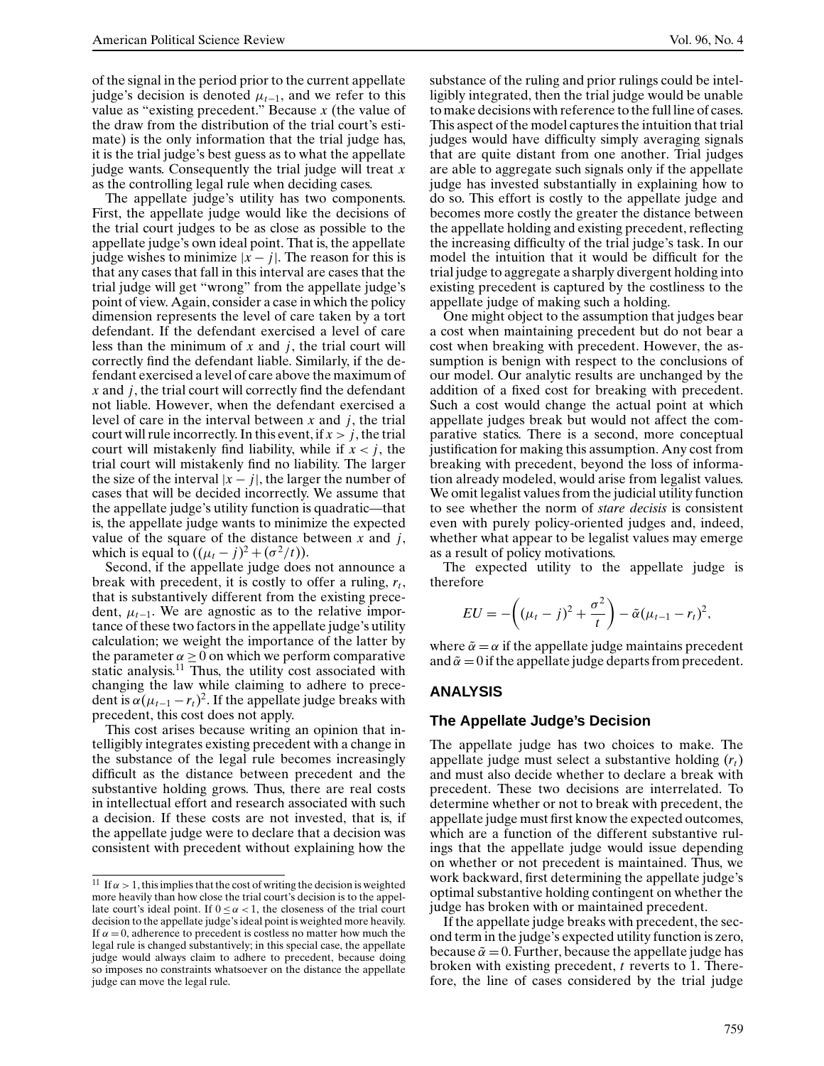of the signal in the period prior to the current appellate judge's decision is denoted $\mu_{t-1}$, and we refer to this value as "existing precedent." Because $x$ (the value of the draw from the distribution of the trial court's estimate) is the only information that the trial judge has, it is the trial judge's best guess as to what the appellate judge wants. Consequently the trial judge will treat $x$ as the controlling legal rule when deciding cases.

The appellate judge's utility has two components. First, the appellate judge would like the decisions of the trial court judges to be as close as possible to the appellate judge's own ideal point. That is, the appellate judge wishes to minimize $|x - j|$. The reason for this is that any cases that fall in this interval are cases that the trial judge will get "wrong" from the appellate judge's point of view. Again, consider a case in which the policy dimension represents the level of care taken by a tort defendant. If the defendant exercised a level of care less than the minimum of $x$ and $j$, the trial court will correctly find the defendant liable. Similarly, if the defendant exercised a level of care above the maximum of $x$ and $j$, the trial court will correctly find the defendant not liable. However, when the defendant exercised a level of care in the interval between $x$ and $j$, the trial court will rule incorrectly. In this event, if $x > j$, the trial court will mistakenly find liability, while if $x < j$, the trial court will mistakenly find no liability. The larger the size of the interval $|x - j|$, the larger the number of cases that will be decided incorrectly. We assume that the appellate judge's utility function is quadratic—that is, the appellate judge wants to minimize the expected value of the square of the distance between $x$ and $j$, which is equal to $((\mu_t - j)^2 + (\sigma^2/t))$.

Second, if the appellate judge does not announce a break with precedent, it is costly to offer a ruling, $r_t$, that is substantively different from the existing precedent, $\mu_{t-1}$. We are agnostic as to the relative importance of these two factors in the appellate judge's utility calculation; we weight the importance of the latter by the parameter $\alpha \geq 0$ on which we perform comparative static analysis.[11] Thus, the utility cost associated with changing the law while claiming to adhere to precedent is $\alpha(\mu_{t-1} - r_t)^2$. If the appellate judge breaks with precedent, this cost does not apply.

This cost arises because writing an opinion that intelligibly integrates existing precedent with a change in the substance of the legal rule becomes increasingly difficult as the distance between precedent and the substantive holding grows. Thus, there are real costs in intellectual effort and research associated with such a decision. If these costs are not invested, that is, if the appellate judge were to declare that a decision was consistent with precedent without explaining how the substance of the ruling and prior rulings could be intelligibly integrated, then the trial judge would be unable to make decisions with reference to the full line of cases. This aspect of the model captures the intuition that trial judges would have difficulty simply averaging signals that are quite distant from one another. Trial judges are able to aggregate such signals only if the appellate judge has invested substantially in explaining how to do so. This effort is costly to the appellate judge and becomes more costly the greater the distance between the appellate holding and existing precedent, reflecting the increasing difficulty of the trial judge's task. In our model the intuition that it would be difficult for the trial judge to aggregate a sharply divergent holding into existing precedent is captured by the costliness to the appellate judge of making such a holding.

One might object to the assumption that judges bear a cost when maintaining precedent but do not bear a cost when breaking with precedent. However, the assumption is benign with respect to the conclusions of our model. Our analytic results are unchanged by the addition of a fixed cost for breaking with precedent. Such a cost would change the actual point at which appellate judges break but would not affect the comparative statics. There is a second, more conceptual justification for making this assumption. Any cost from breaking with precedent, beyond the loss of information already modeled, would arise from legalist values. We omit legalist values from the judicial utility function to see whether the norm of *stare decisis* is consistent even with purely policy-oriented judges and, indeed, whether what appear to be legalist values may emerge as a result of policy motivations.

The expected utility to the appellate judge is therefore

$$EU = -\left((\mu_t - j)^2 + \frac{\sigma^2}{t}\right) - \tilde{\alpha}(\mu_{t-1} - r_t)^2,$$

where $\tilde{\alpha} = \alpha$ if the appellate judge maintains precedent and $\tilde{\alpha} = 0$ if the appellate judge departs from precedent.

## ANALYSIS

### The Appellate Judge's Decision

The appellate judge has two choices to make. The appellate judge must select a substantive holding ($r_t$) and must also decide whether to declare a break with precedent. These two decisions are interrelated. To determine whether or not to break with precedent, the appellate judge must first know the expected outcomes, which are a function of the different substantive rulings that the appellate judge would issue depending on whether or not precedent is maintained. Thus, we work backward, first determining the appellate judge's optimal substantive holding contingent on whether the judge has broken with or maintained precedent.

If the appellate judge breaks with precedent, the second term in the judge's expected utility function is zero, because $\tilde{\alpha} = 0$. Further, because the appellate judge has broken with existing precedent, $t$ reverts to 1. Therefore, the line of cases considered by the trial judge

[11] If $\alpha > 1$, this implies that the cost of writing the decision is weighted more heavily than how close the trial court's decision is to the appellate court's ideal point. If $0 \leq \alpha < 1$, the closeness of the trial court decision to the appellate judge's ideal point is weighted more heavily. If $\alpha = 0$, adherence to precedent is costless no matter how much the legal rule is changed substantively; in this special case, the appellate judge would always claim to adhere to precedent, because doing so imposes no constraints whatsoever on the distance the appellate judge can move the legal rule.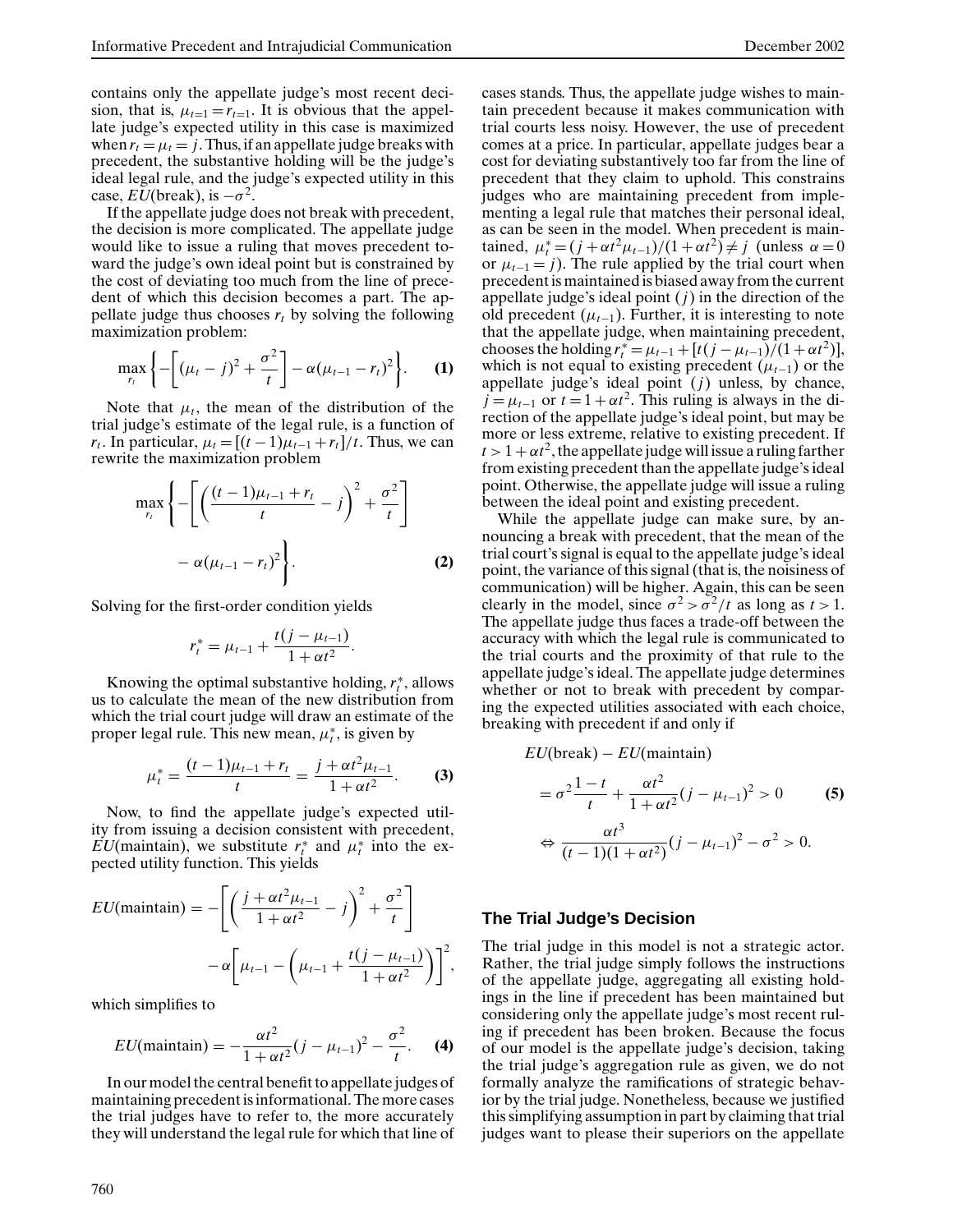contains only the appellate judge's most recent decision, that is, $\mu_{t=1} = r_{t=1}$. It is obvious that the appellate judge's expected utility in this case is maximized when $r_t = \mu_t = j$. Thus, if an appellate judge breaks with precedent, the substantive holding will be the judge's ideal legal rule, and the judge's expected utility in this case, $EU(\text{break})$, is $-\sigma^2$.

If the appellate judge does not break with precedent, the decision is more complicated. The appellate judge would like to issue a ruling that moves precedent toward the judge's own ideal point but is constrained by the cost of deviating too much from the line of precedent of which this decision becomes a part. The appellate judge thus chooses $r_t$ by solving the following maximization problem:

$$\max_{r_t} \left\{ -\left[ (\mu_t - j)^2 + \frac{\sigma^2}{t} \right] - \alpha(\mu_{t-1} - r_t)^2 \right\}. \tag{1}$$

Note that $\mu_t$, the mean of the distribution of the trial judge's estimate of the legal rule, is a function of $r_t$. In particular, $\mu_t = [(t-1)\mu_{t-1} + r_t]/t$. Thus, we can rewrite the maximization problem

$$\max_{r_t} \left\{ -\left[ \left( \frac{(t-1)\mu_{t-1} + r_t}{t} - j \right)^2 + \frac{\sigma^2}{t} \right] - \alpha(\mu_{t-1} - r_t)^2 \right\}. \tag{2}$$

Solving for the first-order condition yields

$$r_t^* = \mu_{t-1} + \frac{t(j - \mu_{t-1})}{1 + \alpha t^2}.$$

Knowing the optimal substantive holding, $r_t^*$, allows us to calculate the mean of the new distribution from which the trial court judge will draw an estimate of the proper legal rule. This new mean, $\mu_t^*$, is given by

$$\mu_t^* = \frac{(t-1)\mu_{t-1} + r_t}{t} = \frac{j + \alpha t^2 \mu_{t-1}}{1 + \alpha t^2}. \tag{3}$$

Now, to find the appellate judge's expected utility from issuing a decision consistent with precedent, $EU(\text{maintain})$, we substitute $r_t^*$ and $\mu_t^*$ into the expected utility function. This yields

$$EU(\text{maintain}) = -\left[ \left( \frac{j + \alpha t^2 \mu_{t-1}}{1 + \alpha t^2} - j \right)^2 + \frac{\sigma^2}{t} \right] - \alpha \left[ \mu_{t-1} - \left( \mu_{t-1} + \frac{t(j - \mu_{t-1})}{1 + \alpha t^2} \right) \right]^2,$$

which simplifies to

$$EU(\text{maintain}) = -\frac{\alpha t^2}{1 + \alpha t^2}(j - \mu_{t-1})^2 - \frac{\sigma^2}{t}. \tag{4}$$

In our model the central benefit to appellate judges of maintaining precedent is informational. The more cases the trial judges have to refer to, the more accurately they will understand the legal rule for which that line of cases stands. Thus, the appellate judge wishes to maintain precedent because it makes communication with trial courts less noisy. However, the use of precedent comes at a price. In particular, appellate judges bear a cost for deviating substantively too far from the line of precedent that they claim to uphold. This constrains judges who are maintaining precedent from implementing a legal rule that matches their personal ideal, as can be seen in the model. When precedent is maintained, $\mu_t^* = (j + \alpha t^2 \mu_{t-1})/(1 + \alpha t^2) \neq j$ (unless $\alpha = 0$ or $\mu_{t-1} = j$). The rule applied by the trial court when precedent is maintained is biased away from the current appellate judge's ideal point ($j$) in the direction of the old precedent ($\mu_{t-1}$). Further, it is interesting to note that the appellate judge, when maintaining precedent, chooses the holding $r_t^* = \mu_{t-1} + [t(j - \mu_{t-1})/(1 + \alpha t^2)]$, which is not equal to existing precedent ($\mu_{t-1}$) or the appellate judge's ideal point ($j$) unless, by chance, $j = \mu_{t-1}$ or $t = 1 + \alpha t^2$. This ruling is always in the direction of the appellate judge's ideal point, but may be more or less extreme, relative to existing precedent. If $t > 1 + \alpha t^2$, the appellate judge will issue a ruling farther from existing precedent than the appellate judge's ideal point. Otherwise, the appellate judge will issue a ruling between the ideal point and existing precedent.

While the appellate judge can make sure, by announcing a break with precedent, that the mean of the trial court's signal is equal to the appellate judge's ideal point, the variance of this signal (that is, the noisiness of communication) will be higher. Again, this can be seen clearly in the model, since $\sigma^2 > \sigma^2/t$ as long as $t > 1$. The appellate judge thus faces a trade-off between the accuracy with which the legal rule is communicated to the trial courts and the proximity of that rule to the appellate judge's ideal. The appellate judge determines whether or not to break with precedent by comparing the expected utilities associated with each choice, breaking with precedent if and only if

$$\begin{aligned} &EU(\text{break}) - EU(\text{maintain}) \\ &\quad = \sigma^2 \frac{1-t}{t} + \frac{\alpha t^2}{1 + \alpha t^2}(j - \mu_{t-1})^2 > 0 \\ &\quad \Leftrightarrow \frac{\alpha t^3}{(t-1)(1 + \alpha t^2)}(j - \mu_{t-1})^2 - \sigma^2 > 0. \end{aligned} \tag{5}$$

## The Trial Judge's Decision

The trial judge in this model is not a strategic actor. Rather, the trial judge simply follows the instructions of the appellate judge, aggregating all existing holdings in the line if precedent has been maintained but considering only the appellate judge's most recent ruling if precedent has been broken. Because the focus of our model is the appellate judge's decision, taking the trial judge's aggregation rule as given, we do not formally analyze the ramifications of strategic behavior by the trial judge. Nonetheless, because we justified this simplifying assumption in part by claiming that trial judges want to please their superiors on the appellate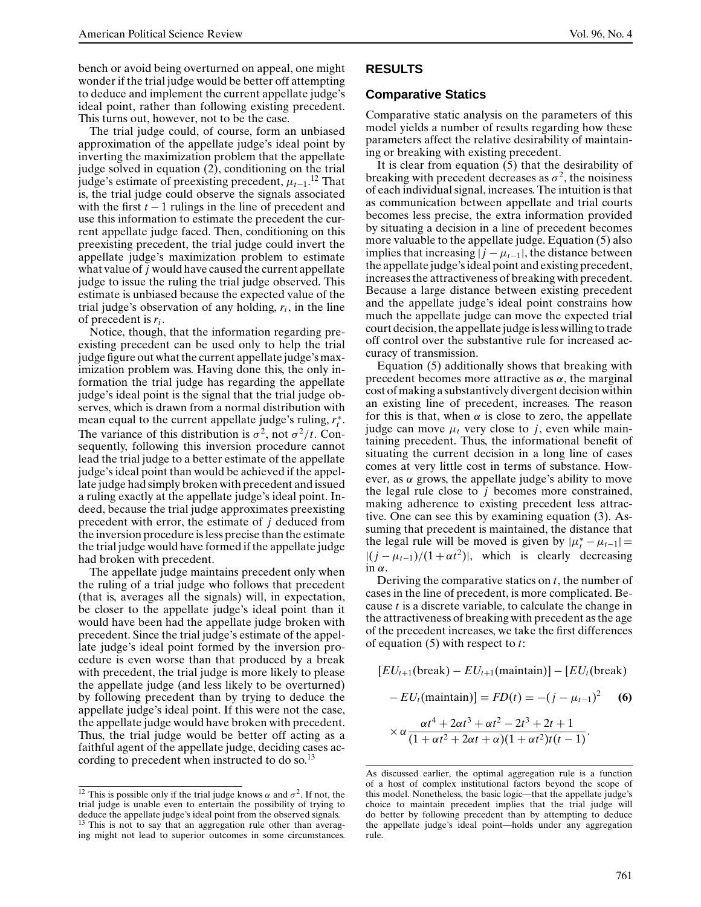bench or avoid being overturned on appeal, one might wonder if the trial judge would be better off attempting to deduce and implement the current appellate judge's ideal point, rather than following existing precedent. This turns out, however, not to be the case.

The trial judge could, of course, form an unbiased approximation of the appellate judge's ideal point by inverting the maximization problem that the appellate judge solved in equation (2), conditioning on the trial judge's estimate of preexisting precedent, $\mu_{t-1}$.[12] That is, the trial judge could observe the signals associated with the first $t-1$ rulings in the line of precedent and use this information to estimate the precedent the current appellate judge faced. Then, conditioning on this preexisting precedent, the trial judge could invert the appellate judge's maximization problem to estimate what value of $j$ would have caused the current appellate judge to issue the ruling the trial judge observed. This estimate is unbiased because the expected value of the trial judge's observation of any holding, $r_i$, in the line of precedent is $r_i$.

Notice, though, that the information regarding preexisting precedent can be used only to help the trial judge figure out what the current appellate judge's maximization problem was. Having done this, the only information the trial judge has regarding the appellate judge's ideal point is the signal that the trial judge observes, which is drawn from a normal distribution with mean equal to the current appellate judge's ruling, $r_t^*$. The variance of this distribution is $\sigma^2$, not $\sigma^2/t$. Consequently, following this inversion procedure cannot lead the trial judge to a better estimate of the appellate judge's ideal point than would be achieved if the appellate judge had simply broken with precedent and issued a ruling exactly at the appellate judge's ideal point. Indeed, because the trial judge approximates preexisting precedent with error, the estimate of $j$ deduced from the inversion procedure is less precise than the estimate the trial judge would have formed if the appellate judge had broken with precedent.

The appellate judge maintains precedent only when the ruling of a trial judge who follows that precedent (that is, averages all the signals) will, in expectation, be closer to the appellate judge's ideal point than it would have been had the appellate judge broken with precedent. Since the trial judge's estimate of the appellate judge's ideal point formed by the inversion procedure is even worse than that produced by a break with precedent, the trial judge is more likely to please the appellate judge (and less likely to be overturned) by following precedent than by trying to deduce the appellate judge's ideal point. If this were not the case, the appellate judge would have broken with precedent. Thus, the trial judge would be better off acting as a faithful agent of the appellate judge, deciding cases according to precedent when instructed to do so.[13]

[12] This is possible only if the trial judge knows $\alpha$ and $\sigma^2$. If not, the trial judge is unable even to entertain the possibility of trying to deduce the appellate judge's ideal point from the observed signals.

[13] This is not to say that an aggregation rule other than averaging might not lead to superior outcomes in some circumstances. As discussed earlier, the optimal aggregation rule is a function of a host of complex institutional factors beyond the scope of this model. Nonetheless, the basic logic—that the appellate judge's choice to maintain precedent implies that the trial judge will do better by following precedent than by attempting to deduce the appellate judge's ideal point—holds under any aggregation rule.

## RESULTS

### Comparative Statics

Comparative static analysis on the parameters of this model yields a number of results regarding how these parameters affect the relative desirability of maintaining or breaking with existing precedent.

It is clear from equation (5) that the desirability of breaking with precedent decreases as $\sigma^2$, the noisiness of each individual signal, increases. The intuition is that as communication between appellate and trial courts becomes less precise, the extra information provided by situating a decision in a line of precedent becomes more valuable to the appellate judge. Equation (5) also implies that increasing $|j - \mu_{t-1}|$, the distance between the appellate judge's ideal point and existing precedent, increases the attractiveness of breaking with precedent. Because a large distance between existing precedent and the appellate judge's ideal point constrains how much the appellate judge can move the expected trial court decision, the appellate judge is less willing to trade off control over the substantive rule for increased accuracy of transmission.

Equation (5) additionally shows that breaking with precedent becomes more attractive as $\alpha$, the marginal cost of making a substantively divergent decision within an existing line of precedent, increases. The reason for this is that, when $\alpha$ is close to zero, the appellate judge can move $\mu_t$ very close to $j$, even while maintaining precedent. Thus, the informational benefit of situating the current decision in a long line of cases comes at very little cost in terms of substance. However, as $\alpha$ grows, the appellate judge's ability to move the legal rule close to $j$ becomes more constrained, making adherence to existing precedent less attractive. One can see this by examining equation (3). Assuming that precedent is maintained, the distance that the legal rule will be moved is given by $|\mu_t^* - \mu_{t-1}| = |(j - \mu_{t-1})/(1 + \alpha t^2)|$, which is clearly decreasing in $\alpha$.

Deriving the comparative statics on $t$, the number of cases in the line of precedent, is more complicated. Because $t$ is a discrete variable, to calculate the change in the attractiveness of breaking with precedent as the age of the precedent increases, we take the first differences of equation (5) with respect to $t$:

$$[EU_{t+1}(\text{break}) - EU_{t+1}(\text{maintain})] - [EU_t(\text{break}) - EU_t(\text{maintain})] \equiv FD(t) = -(j - \mu_{t-1})^2 \times \alpha \frac{\alpha t^4 + 2\alpha t^3 + \alpha t^2 - 2t^3 + 2t + 1}{(1 + \alpha t^2 + 2\alpha t + \alpha)(1 + \alpha t^2)t(t-1)}. \quad \textbf{(6)}$$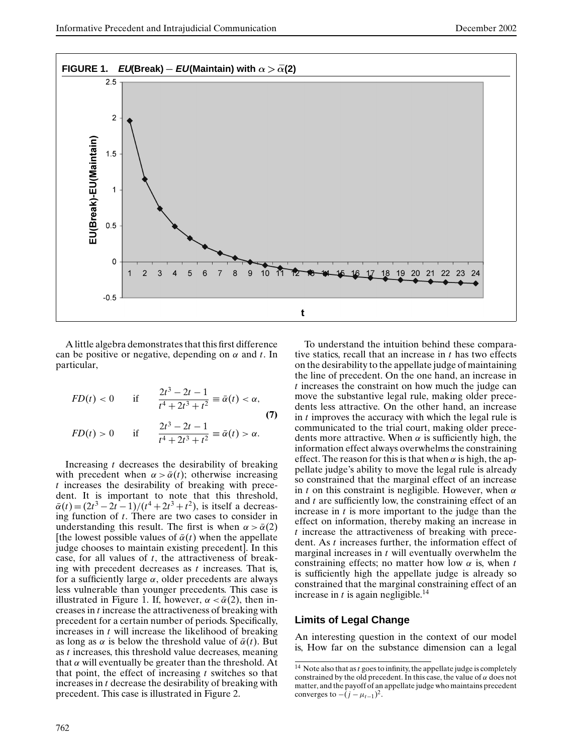**FIGURE 1. *EU*(Break) − *EU*(Maintain) with $\alpha > \bar{\alpha}(2)$**

2.5
2
1.5
1
0.5
0
-0.5
EU(Break)-EU(Maintain)
1 2 3 4 5 6 7 8 9 10 11 12 13 14 15 16 17 18 19 20 21 22 23 24
t

A little algebra demonstrates that this first difference can be positive or negative, depending on $\alpha$ and $t$. In particular,

$$
\begin{aligned}
FD(t) < 0 \quad &\text{if} \quad \frac{2t^3 - 2t - 1}{t^4 + 2t^3 + t^2} \equiv \bar{\alpha}(t) < \alpha, \\
FD(t) > 0 \quad &\text{if} \quad \frac{2t^3 - 2t - 1}{t^4 + 2t^3 + t^2} \equiv \bar{\alpha}(t) > \alpha.
\end{aligned}
\tag{7}
$$

Increasing $t$ decreases the desirability of breaking with precedent when $\alpha > \bar{\alpha}(t)$; otherwise increasing $t$ increases the desirability of breaking with precedent. It is important to note that this threshold, $\bar{\alpha}(t) = (2t^3 - 2t - 1)/(t^4 + 2t^3 + t^2)$, is itself a decreasing function of $t$. There are two cases to consider in understanding this result. The first is when $\alpha > \bar{\alpha}(2)$ [the lowest possible values of $\bar{\alpha}(t)$ when the appellate judge chooses to maintain existing precedent]. In this case, for all values of $t$, the attractiveness of breaking with precedent decreases as $t$ increases. That is, for a sufficiently large $\alpha$, older precedents are always less vulnerable than younger precedents. This case is illustrated in Figure 1. If, however, $\alpha < \bar{\alpha}(2)$, then increases in $t$ increase the attractiveness of breaking with precedent for a certain number of periods. Specifically, increases in $t$ will increase the likelihood of breaking as long as $\alpha$ is below the threshold value of $\bar{\alpha}(t)$. But as $t$ increases, this threshold value decreases, meaning that $\alpha$ will eventually be greater than the threshold. At that point, the effect of increasing $t$ switches so that increases in $t$ decrease the desirability of breaking with precedent. This case is illustrated in Figure 2.

To understand the intuition behind these comparative statics, recall that an increase in $t$ has two effects on the desirability to the appellate judge of maintaining the line of precedent. On the one hand, an increase in $t$ increases the constraint on how much the judge can move the substantive legal rule, making older precedents less attractive. On the other hand, an increase in $t$ improves the accuracy with which the legal rule is communicated to the trial court, making older precedents more attractive. When $\alpha$ is sufficiently high, the information effect always overwhelms the constraining effect. The reason for this is that when $\alpha$ is high, the appellate judge's ability to move the legal rule is already so constrained that the marginal effect of an increase in $t$ on this constraint is negligible. However, when $\alpha$ and $t$ are sufficiently low, the constraining effect of an increase in $t$ is more important to the judge than the effect on information, thereby making an increase in $t$ increase the attractiveness of breaking with precedent. As $t$ increases further, the information effect of marginal increases in $t$ will eventually overwhelm the constraining effects; no matter how low $\alpha$ is, when $t$ is sufficiently high the appellate judge is already so constrained that the marginal constraining effect of an increase in $t$ is again negligible.[14]

## Limits of Legal Change

An interesting question in the context of our model is, How far on the substance dimension can a legal

---

[14] Note also that as $t$ goes to infinity, the appellate judge is completely constrained by the old precedent. In this case, the value of $\alpha$ does not matter, and the payoff of an appellate judge who maintains precedent converges to $-(j - \mu_{t-1})^2$.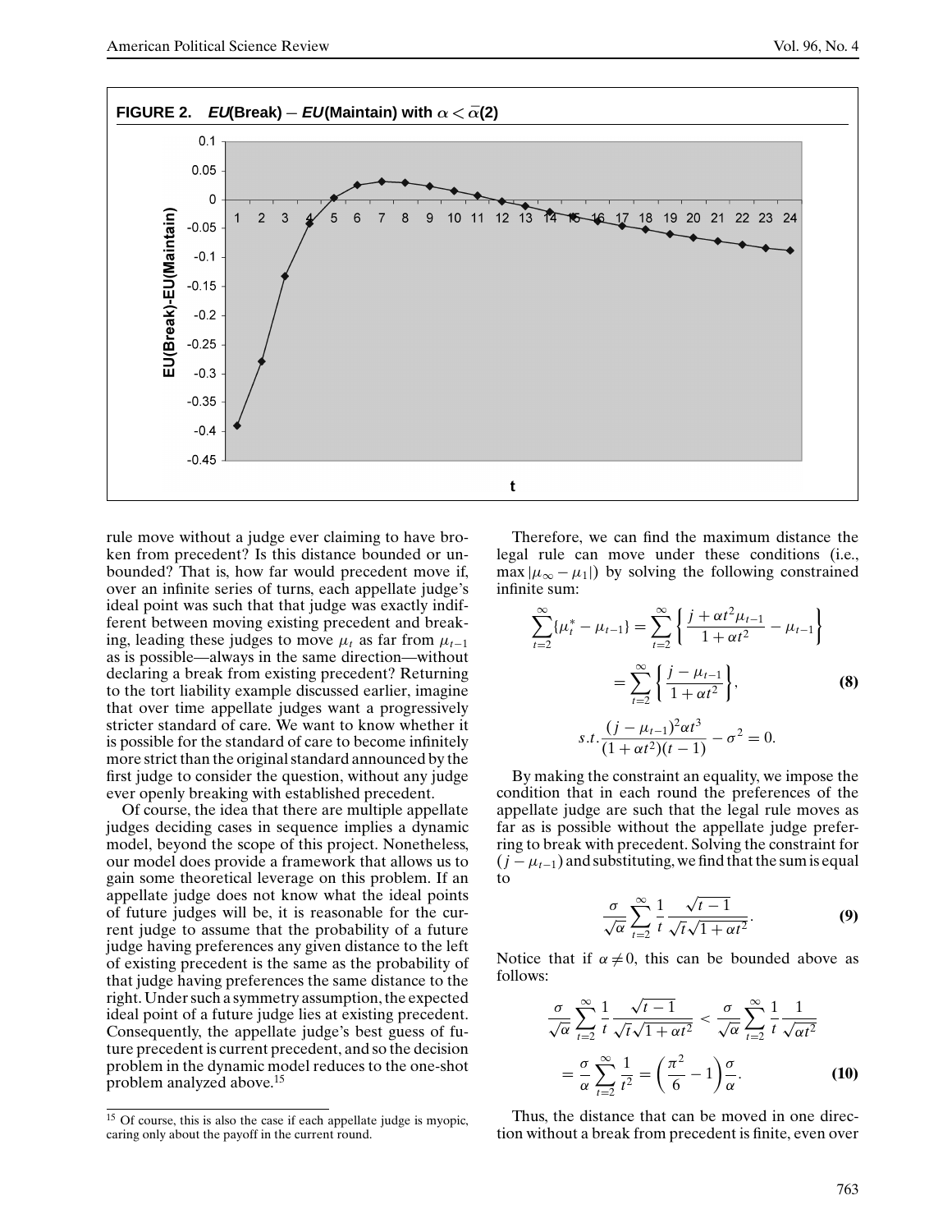**FIGURE 2. *EU*(Break) − *EU*(Maintain) with $\alpha < \bar{\alpha}(2)$**

0.1
0.05
0
-0.05
-0.1
-0.15
-0.2
-0.25
-0.3
-0.35
-0.4
-0.45

EU(Break)-EU(Maintain)

1 2 3 4 5 6 7 8 9 10 11 12 13 14 15 16 17 18 19 20 21 22 23 24

t

rule move without a judge ever claiming to have broken from precedent? Is this distance bounded or unbounded? That is, how far would precedent move if, over an infinite series of turns, each appellate judge's ideal point was such that that judge was exactly indifferent between moving existing precedent and breaking, leading these judges to move $\mu_t$ as far from $\mu_{t-1}$ as is possible—always in the same direction—without declaring a break from existing precedent? Returning to the tort liability example discussed earlier, imagine that over time appellate judges want a progressively stricter standard of care. We want to know whether it is possible for the standard of care to become infinitely more strict than the original standard announced by the first judge to consider the question, without any judge ever openly breaking with established precedent.

Of course, the idea that there are multiple appellate judges deciding cases in sequence implies a dynamic model, beyond the scope of this project. Nonetheless, our model does provide a framework that allows us to gain some theoretical leverage on this problem. If an appellate judge does not know what the ideal points of future judges will be, it is reasonable for the current judge to assume that the probability of a future judge having preferences any given distance to the left of existing precedent is the same as the probability of that judge having preferences the same distance to the right. Under such a symmetry assumption, the expected ideal point of a future judge lies at existing precedent. Consequently, the appellate judge's best guess of future precedent is current precedent, and so the decision problem in the dynamic model reduces to the one-shot problem analyzed above.[15]

[15] Of course, this is also the case if each appellate judge is myopic, caring only about the payoff in the current round.

Therefore, we can find the maximum distance the legal rule can move under these conditions (i.e., $\max |\mu_\infty - \mu_1|$) by solving the following constrained infinite sum:

$$\sum_{t=2}^{\infty}\{\mu_t^* - \mu_{t-1}\} = \sum_{t=2}^{\infty}\left\{\frac{j + \alpha t^2 \mu_{t-1}}{1+\alpha t^2} - \mu_{t-1}\right\}$$
$$= \sum_{t=2}^{\infty}\left\{\frac{j-\mu_{t-1}}{1+\alpha t^2}\right\}, \quad \textbf{(8)}$$
$$s.t. \frac{(j-\mu_{t-1})^2 \alpha t^3}{(1+\alpha t^2)(t-1)} - \sigma^2 = 0.$$

By making the constraint an equality, we impose the condition that in each round the preferences of the appellate judge are such that the legal rule moves as far as is possible without the appellate judge preferring to break with precedent. Solving the constraint for $(j - \mu_{t-1})$ and substituting, we find that the sum is equal to

$$\frac{\sigma}{\sqrt{\alpha}}\sum_{t=2}^{\infty}\frac{1}{t}\frac{\sqrt{t-1}}{\sqrt{t}\sqrt{1+\alpha t^2}}. \quad \textbf{(9)}$$

Notice that if $\alpha \neq 0$, this can be bounded above as follows:

$$\frac{\sigma}{\sqrt{\alpha}}\sum_{t=2}^{\infty}\frac{1}{t}\frac{\sqrt{t-1}}{\sqrt{t}\sqrt{1+\alpha t^2}} < \frac{\sigma}{\sqrt{\alpha}}\sum_{t=2}^{\infty}\frac{1}{t}\frac{1}{\sqrt{\alpha t^2}}$$
$$= \frac{\sigma}{\alpha}\sum_{t=2}^{\infty}\frac{1}{t^2} = \left(\frac{\pi^2}{6} - 1\right)\frac{\sigma}{\alpha}. \quad \textbf{(10)}$$

Thus, the distance that can be moved in one direction without a break from precedent is finite, even over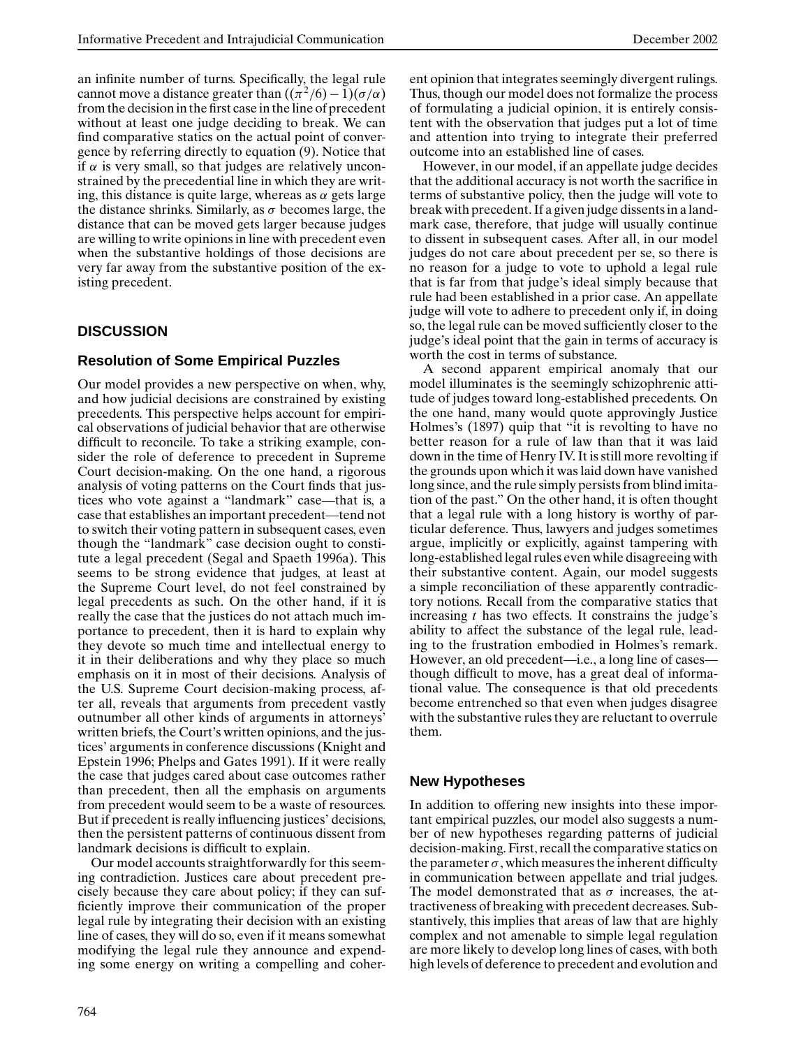an infinite number of turns. Specifically, the legal rule cannot move a distance greater than $((\pi^2/6) - 1)(\sigma/\alpha)$ from the decision in the first case in the line of precedent without at least one judge deciding to break. We can find comparative statics on the actual point of convergence by referring directly to equation (9). Notice that if $\alpha$ is very small, so that judges are relatively unconstrained by the precedential line in which they are writing, this distance is quite large, whereas as $\alpha$ gets large the distance shrinks. Similarly, as $\sigma$ becomes large, the distance that can be moved gets larger because judges are willing to write opinions in line with precedent even when the substantive holdings of those decisions are very far away from the substantive position of the existing precedent.

## DISCUSSION

### Resolution of Some Empirical Puzzles

Our model provides a new perspective on when, why, and how judicial decisions are constrained by existing precedents. This perspective helps account for empirical observations of judicial behavior that are otherwise difficult to reconcile. To take a striking example, consider the role of deference to precedent in Supreme Court decision-making. On the one hand, a rigorous analysis of voting patterns on the Court finds that justices who vote against a "landmark" case—that is, a case that establishes an important precedent—tend not to switch their voting pattern in subsequent cases, even though the "landmark" case decision ought to constitute a legal precedent (Segal and Spaeth 1996a). This seems to be strong evidence that judges, at least at the Supreme Court level, do not feel constrained by legal precedents as such. On the other hand, if it is really the case that the justices do not attach much importance to precedent, then it is hard to explain why they devote so much time and intellectual energy to it in their deliberations and why they place so much emphasis on it in most of their decisions. Analysis of the U.S. Supreme Court decision-making process, after all, reveals that arguments from precedent vastly outnumber all other kinds of arguments in attorneys' written briefs, the Court's written opinions, and the justices' arguments in conference discussions (Knight and Epstein 1996; Phelps and Gates 1991). If it were really the case that judges cared about case outcomes rather than precedent, then all the emphasis on arguments from precedent would seem to be a waste of resources. But if precedent is really influencing justices' decisions, then the persistent patterns of continuous dissent from landmark decisions is difficult to explain.

Our model accounts straightforwardly for this seeming contradiction. Justices care about precedent precisely because they care about policy; if they can sufficiently improve their communication of the proper legal rule by integrating their decision with an existing line of cases, they will do so, even if it means somewhat modifying the legal rule they announce and expending some energy on writing a compelling and coherent opinion that integrates seemingly divergent rulings. Thus, though our model does not formalize the process of formulating a judicial opinion, it is entirely consistent with the observation that judges put a lot of time and attention into trying to integrate their preferred outcome into an established line of cases.

However, in our model, if an appellate judge decides that the additional accuracy is not worth the sacrifice in terms of substantive policy, then the judge will vote to break with precedent. If a given judge dissents in a landmark case, therefore, that judge will usually continue to dissent in subsequent cases. After all, in our model judges do not care about precedent per se, so there is no reason for a judge to vote to uphold a legal rule that is far from that judge's ideal simply because that rule had been established in a prior case. An appellate judge will vote to adhere to precedent only if, in doing so, the legal rule can be moved sufficiently closer to the judge's ideal point that the gain in terms of accuracy is worth the cost in terms of substance.

A second apparent empirical anomaly that our model illuminates is the seemingly schizophrenic attitude of judges toward long-established precedents. On the one hand, many would quote approvingly Justice Holmes's (1897) quip that "it is revolting to have no better reason for a rule of law than that it was laid down in the time of Henry IV. It is still more revolting if the grounds upon which it was laid down have vanished long since, and the rule simply persists from blind imitation of the past." On the other hand, it is often thought that a legal rule with a long history is worthy of particular deference. Thus, lawyers and judges sometimes argue, implicitly or explicitly, against tampering with long-established legal rules even while disagreeing with their substantive content. Again, our model suggests a simple reconciliation of these apparently contradictory notions. Recall from the comparative statics that increasing $t$ has two effects. It constrains the judge's ability to affect the substance of the legal rule, leading to the frustration embodied in Holmes's remark. However, an old precedent—i.e., a long line of cases—though difficult to move, has a great deal of informational value. The consequence is that old precedents become entrenched so that even when judges disagree with the substantive rules they are reluctant to overrule them.

### New Hypotheses

In addition to offering new insights into these important empirical puzzles, our model also suggests a number of new hypotheses regarding patterns of judicial decision-making. First, recall the comparative statics on the parameter $\sigma$, which measures the inherent difficulty in communication between appellate and trial judges. The model demonstrated that as $\sigma$ increases, the attractiveness of breaking with precedent decreases. Substantively, this implies that areas of law that are highly complex and not amenable to simple legal regulation are more likely to develop long lines of cases, with both high levels of deference to precedent and evolution and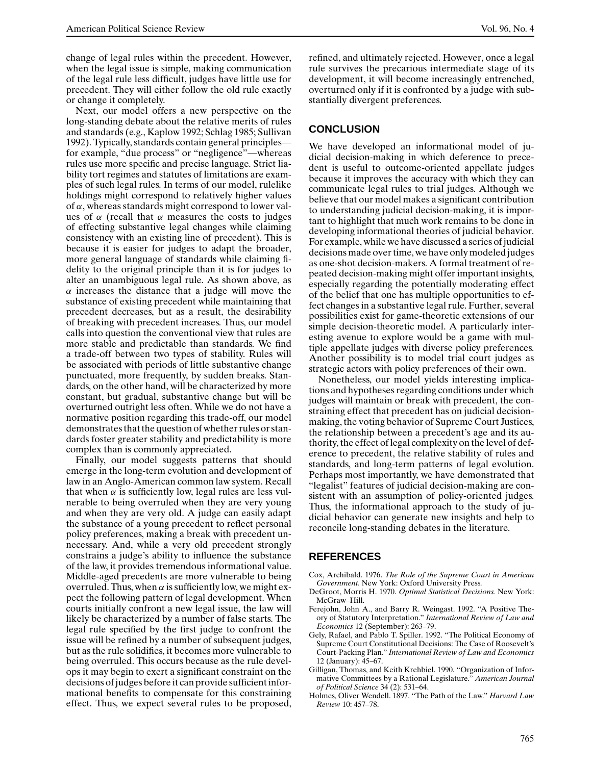change of legal rules within the precedent. However, when the legal issue is simple, making communication of the legal rule less difficult, judges have little use for precedent. They will either follow the old rule exactly or change it completely.

Next, our model offers a new perspective on the long-standing debate about the relative merits of rules and standards (e.g., Kaplow 1992; Schlag 1985; Sullivan 1992). Typically, standards contain general principles—for example, "due process" or "negligence"—whereas rules use more specific and precise language. Strict liability tort regimes and statutes of limitations are examples of such legal rules. In terms of our model, rulelike holdings might correspond to relatively higher values of $\alpha$, whereas standards might correspond to lower values of $\alpha$ (recall that $\alpha$ measures the costs to judges of effecting substantive legal changes while claiming consistency with an existing line of precedent). This is because it is easier for judges to adapt the broader, more general language of standards while claiming fidelity to the original principle than it is for judges to alter an unambiguous legal rule. As shown above, as $\alpha$ increases the distance that a judge will move the substance of existing precedent while maintaining that precedent decreases, but as a result, the desirability of breaking with precedent increases. Thus, our model calls into question the conventional view that rules are more stable and predictable than standards. We find a trade-off between two types of stability. Rules will be associated with periods of little substantive change punctuated, more frequently, by sudden breaks. Standards, on the other hand, will be characterized by more constant, but gradual, substantive change but will be overturned outright less often. While we do not have a normative position regarding this trade-off, our model demonstrates that the question of whether rules or standards foster greater stability and predictability is more complex than is commonly appreciated.

Finally, our model suggests patterns that should emerge in the long-term evolution and development of law in an Anglo-American common law system. Recall that when $\alpha$ is sufficiently low, legal rules are less vulnerable to being overruled when they are very young and when they are very old. A judge can easily adapt the substance of a young precedent to reflect personal policy preferences, making a break with precedent unnecessary. And, while a very old precedent strongly constrains a judge's ability to influence the substance of the law, it provides tremendous informational value. Middle-aged precedents are more vulnerable to being overruled. Thus, when $\alpha$ is sufficiently low, we might expect the following pattern of legal development. When courts initially confront a new legal issue, the law will likely be characterized by a number of false starts. The legal rule specified by the first judge to confront the issue will be refined by a number of subsequent judges, but as the rule solidifies, it becomes more vulnerable to being overruled. This occurs because as the rule develops it may begin to exert a significant constraint on the decisions of judges before it can provide sufficient informational benefits to compensate for this constraining effect. Thus, we expect several rules to be proposed, refined, and ultimately rejected. However, once a legal rule survives the precarious intermediate stage of its development, it will become increasingly entrenched, overturned only if it is confronted by a judge with substantially divergent preferences.

## CONCLUSION

We have developed an informational model of judicial decision-making in which deference to precedent is useful to outcome-oriented appellate judges because it improves the accuracy with which they can communicate legal rules to trial judges. Although we believe that our model makes a significant contribution to understanding judicial decision-making, it is important to highlight that much work remains to be done in developing informational theories of judicial behavior. For example, while we have discussed a series of judicial decisions made over time, we have only modeled judges as one-shot decision-makers. A formal treatment of repeated decision-making might offer important insights, especially regarding the potentially moderating effect of the belief that one has multiple opportunities to effect changes in a substantive legal rule. Further, several possibilities exist for game-theoretic extensions of our simple decision-theoretic model. A particularly interesting avenue to explore would be a game with multiple appellate judges with diverse policy preferences. Another possibility is to model trial court judges as strategic actors with policy preferences of their own.

Nonetheless, our model yields interesting implications and hypotheses regarding conditions under which judges will maintain or break with precedent, the constraining effect that precedent has on judicial decision-making, the voting behavior of Supreme Court Justices, the relationship between a precedent's age and its authority, the effect of legal complexity on the level of deference to precedent, the relative stability of rules and standards, and long-term patterns of legal evolution. Perhaps most importantly, we have demonstrated that "legalist" features of judicial decision-making are consistent with an assumption of policy-oriented judges. Thus, the informational approach to the study of judicial behavior can generate new insights and help to reconcile long-standing debates in the literature.

## REFERENCES

Cox, Archibald. 1976. *The Role of the Supreme Court in American Government.* New York: Oxford University Press.

DeGroot, Morris H. 1970. *Optimal Statistical Decisions.* New York: McGraw–Hill.

Ferejohn, John A., and Barry R. Weingast. 1992. "A Positive Theory of Statutory Interpretation." *International Review of Law and Economics* 12 (September): 263–79.

Gely, Rafael, and Pablo T. Spiller. 1992. "The Political Economy of Supreme Court Constitutional Decisions: The Case of Roosevelt's Court-Packing Plan." *International Review of Law and Economics* 12 (January): 45–67.

Gilligan, Thomas, and Keith Krehbiel. 1990. "Organization of Informative Committees by a Rational Legislature." *American Journal of Political Science* 34 (2): 531–64.

Holmes, Oliver Wendell. 1897. "The Path of the Law." *Harvard Law Review* 10: 457–78.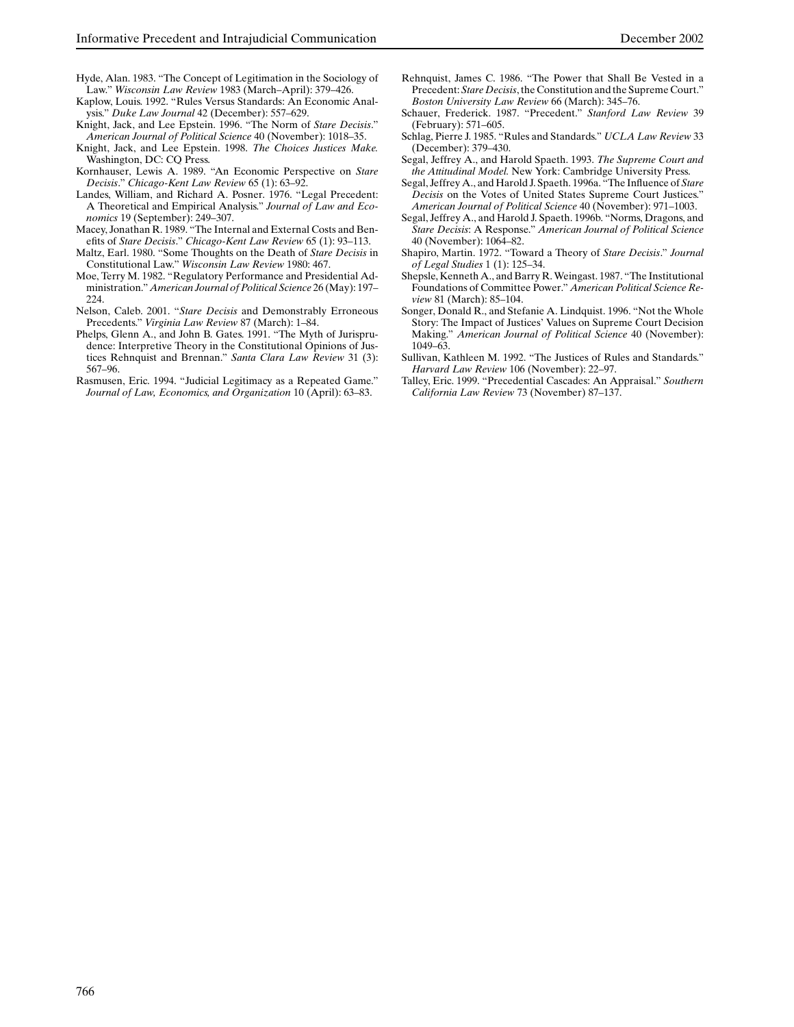Hyde, Alan. 1983. "The Concept of Legitimation in the Sociology of Law." *Wisconsin Law Review* 1983 (March–April): 379–426.

Kaplow, Louis. 1992. "Rules Versus Standards: An Economic Analysis." *Duke Law Journal* 42 (December): 557–629.

Knight, Jack, and Lee Epstein. 1996. "The Norm of *Stare Decisis*." *American Journal of Political Science* 40 (November): 1018–35.

Knight, Jack, and Lee Epstein. 1998. *The Choices Justices Make.* Washington, DC: CQ Press.

Kornhauser, Lewis A. 1989. "An Economic Perspective on *Stare Decisis*." *Chicago-Kent Law Review* 65 (1): 63–92.

Landes, William, and Richard A. Posner. 1976. "Legal Precedent: A Theoretical and Empirical Analysis." *Journal of Law and Economics* 19 (September): 249–307.

Macey, Jonathan R. 1989. "The Internal and External Costs and Benefits of *Stare Decisis*." *Chicago-Kent Law Review* 65 (1): 93–113.

Maltz, Earl. 1980. "Some Thoughts on the Death of *Stare Decisis* in Constitutional Law." *Wisconsin Law Review* 1980: 467.

Moe, Terry M. 1982. "Regulatory Performance and Presidential Administration." *American Journal of Political Science* 26 (May): 197–224.

Nelson, Caleb. 2001. "*Stare Decisis* and Demonstrably Erroneous Precedents." *Virginia Law Review* 87 (March): 1–84.

Phelps, Glenn A., and John B. Gates. 1991. "The Myth of Jurisprudence: Interpretive Theory in the Constitutional Opinions of Justices Rehnquist and Brennan." *Santa Clara Law Review* 31 (3): 567–96.

Rasmusen, Eric. 1994. "Judicial Legitimacy as a Repeated Game." *Journal of Law, Economics, and Organization* 10 (April): 63–83.

Rehnquist, James C. 1986. "The Power that Shall Be Vested in a Precedent: *Stare Decisis*, the Constitution and the Supreme Court." *Boston University Law Review* 66 (March): 345–76.

Schauer, Frederick. 1987. "Precedent." *Stanford Law Review* 39 (February): 571–605.

Schlag, Pierre J. 1985. "Rules and Standards." *UCLA Law Review* 33 (December): 379–430.

Segal, Jeffrey A., and Harold Spaeth. 1993. *The Supreme Court and the Attitudinal Model.* New York: Cambridge University Press.

Segal, Jeffrey A., and Harold J. Spaeth. 1996a. "The Influence of *Stare Decisis* on the Votes of United States Supreme Court Justices." *American Journal of Political Science* 40 (November): 971–1003.

Segal, Jeffrey A., and Harold J. Spaeth. 1996b. "Norms, Dragons, and *Stare Decisis*: A Response." *American Journal of Political Science* 40 (November): 1064–82.

Shapiro, Martin. 1972. "Toward a Theory of *Stare Decisis*." *Journal of Legal Studies* 1 (1): 125–34.

Shepsle, Kenneth A., and Barry R. Weingast. 1987. "The Institutional Foundations of Committee Power." *American Political Science Review* 81 (March): 85–104.

Songer, Donald R., and Stefanie A. Lindquist. 1996. "Not the Whole Story: The Impact of Justices' Values on Supreme Court Decision Making." *American Journal of Political Science* 40 (November): 1049–63.

Sullivan, Kathleen M. 1992. "The Justices of Rules and Standards." *Harvard Law Review* 106 (November): 22–97.

Talley, Eric. 1999. "Precedential Cascades: An Appraisal." *Southern California Law Review* 73 (November) 87–137.